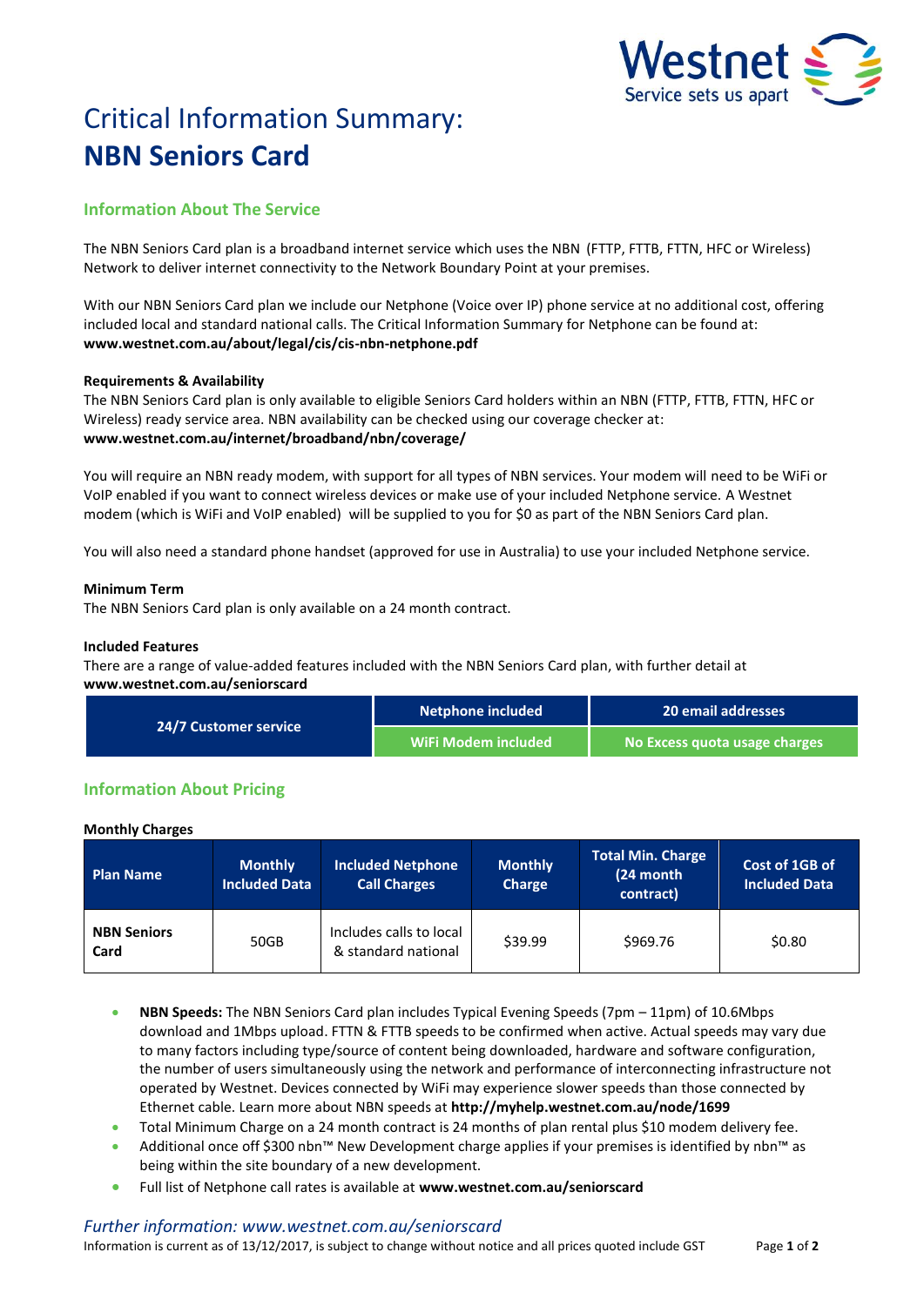# Critical Information Summary: **NBN Seniors Card**

## Information About The Service

The NBN Seniors Card plan is a broadband internet service which uses the NBN (FTTP, FTTB, FTTN, HFC or Wireless) Network to deliver internet connectivity to the Network Boundary Point at your premises.

With our NBN Seniors Card plan we include our Netphone (Voice over IP) phone service at no additional cost, offering included local and standard national calls. The Critical Information Summary for Netphone can be found at: **www.westnet.com.au/about/legal/cis/cis-nbn-netphone.pdf**

**Requirements & Availability**

The NBN Seniors Card plan is only available to eligible Seniors Card holders within an NBN (FTTP, FTTB, FTTN, HFC or Wireless) ready service area. NBN availability can be checked using our coverage checker at: **www.westnet.com.au/internet/broadband/nbn/coverage/**

You will require an NBN ready modem, with support for all types of NBN services. Your modem will need to be WiFi or VoIP enabled if you want to connect wireless devices or make use of your included Netphone service. A Westnet modem (which is WiFi and VoIP enabled) will be supplied to you for $0 as part of the NBN Seniors Card plan.

You will also need a standard phone handset (approved for use in Australia) to use your included Netphone service.

**Minimum Term**

The NBN Seniors Card plan is only available on a 24 month contract.

**Included Features**

There are a range of value-added features included with the NBN Seniors Card plan, with further detail at **www.westnet.com.au/seniorscard**

| 24/7 Customer service | Netphone included | 20 email addresses |
|---|---|---|
| | WiFi Modem included | No Excess quota usage charges |

## Information About Pricing

**Monthly Charges**

| Plan Name | Monthly Included Data | Included Netphone Call Charges | Monthly Charge | Total Min. Charge (24 month contract) | Cost of 1GB of Included Data |
|---|---|---|---|---|---|
| **NBN Seniors Card** | 50GB | Includes calls to local & standard national | $39.99 | $969.76 | $0.80 |

- **NBN Speeds:** The NBN Seniors Card plan includes Typical Evening Speeds (7pm – 11pm) of 10.6Mbps download and 1Mbps upload. FTTN & FTTB speeds to be confirmed when active. Actual speeds may vary due to many factors including type/source of content being downloaded, hardware and software configuration, the number of users simultaneously using the network and performance of interconnecting infrastructure not operated by Westnet. Devices connected by WiFi may experience slower speeds than those connected by Ethernet cable. Learn more about NBN speeds at **http://myhelp.westnet.com.au/node/1699**
- Total Minimum Charge on a 24 month contract is 24 months of plan rental plus $10 modem delivery fee.
- Additional once off $300 nbn™ New Development charge applies if your premises is identified by nbn™ as being within the site boundary of a new development.
- Full list of Netphone call rates is available at **www.westnet.com.au/seniorscard**

*Further information: www.westnet.com.au/seniorscard*

Information is current as of 13/12/2017, is subject to change without notice and all prices quoted include GST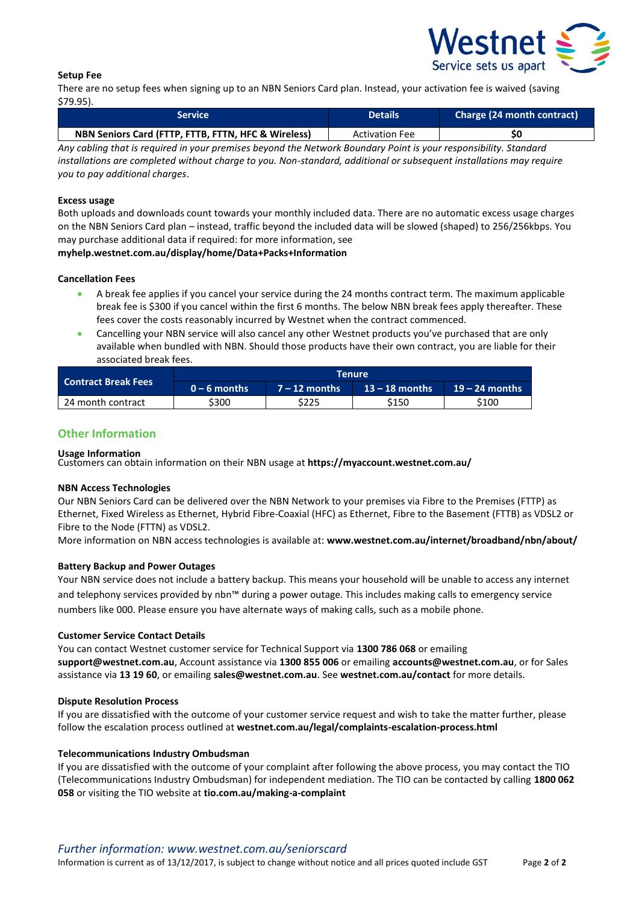**Setup Fee**

There are no setup fees when signing up to an NBN Seniors Card plan. Instead, your activation fee is waived (saving $79.95).

| Service | Details | Charge (24 month contract) |
| --- | --- | --- |
| **NBN Seniors Card (FTTP, FTTB, FTTN, HFC & Wireless)** | Activation Fee | **$0** |

*Any cabling that is required in your premises beyond the Network Boundary Point is your responsibility. Standard installations are completed without charge to you. Non-standard, additional or subsequent installations may require you to pay additional charges.*

**Excess usage**

Both uploads and downloads count towards your monthly included data. There are no automatic excess usage charges on the NBN Seniors Card plan – instead, traffic beyond the included data will be slowed (shaped) to 256/256kbps. You may purchase additional data if required: for more information, see **myhelp.westnet.com.au/display/home/Data+Packs+Information**

**Cancellation Fees**

- A break fee applies if you cancel your service during the 24 months contract term. The maximum applicable break fee is $300 if you cancel within the first 6 months. The below NBN break fees apply thereafter. These fees cover the costs reasonably incurred by Westnet when the contract commenced.
- Cancelling your NBN service will also cancel any other Westnet products you've purchased that are only available when bundled with NBN. Should those products have their own contract, you are liable for their associated break fees.

| Contract Break Fees | Tenure | | | |
| --- | --- | --- | --- | --- |
| | 0 – 6 months | 7 – 12 months | 13 – 18 months | 19 – 24 months |
| 24 month contract | $300 | $225 | $150 | $100 |

## Other Information

**Usage Information**

Customers can obtain information on their NBN usage at **https://myaccount.westnet.com.au/**

**NBN Access Technologies**

Our NBN Seniors Card can be delivered over the NBN Network to your premises via Fibre to the Premises (FTTP) as Ethernet, Fixed Wireless as Ethernet, Hybrid Fibre-Coaxial (HFC) as Ethernet, Fibre to the Basement (FTTB) as VDSL2 or Fibre to the Node (FTTN) as VDSL2.

More information on NBN access technologies is available at: **www.westnet.com.au/internet/broadband/nbn/about/**

**Battery Backup and Power Outages**

Your NBN service does not include a battery backup. This means your household will be unable to access any internet and telephony services provided by nbn™ during a power outage. This includes making calls to emergency service numbers like 000. Please ensure you have alternate ways of making calls, such as a mobile phone.

**Customer Service Contact Details**

You can contact Westnet customer service for Technical Support via **1300 786 068** or emailing **support@westnet.com.au**, Account assistance via **1300 855 006** or emailing **accounts@westnet.com.au**, or for Sales assistance via **13 19 60**, or emailing **sales@westnet.com.au**. See **westnet.com.au/contact** for more details.

**Dispute Resolution Process**

If you are dissatisfied with the outcome of your customer service request and wish to take the matter further, please follow the escalation process outlined at **westnet.com.au/legal/complaints-escalation-process.html**

**Telecommunications Industry Ombudsman**

If you are dissatisfied with the outcome of your complaint after following the above process, you may contact the TIO (Telecommunications Industry Ombudsman) for independent mediation. The TIO can be contacted by calling **1800 062 058** or visiting the TIO website at **tio.com.au/making-a-complaint**

*Further information: www.westnet.com.au/seniorscard*

Information is current as of 13/12/2017, is subject to change without notice and all prices quoted include GST